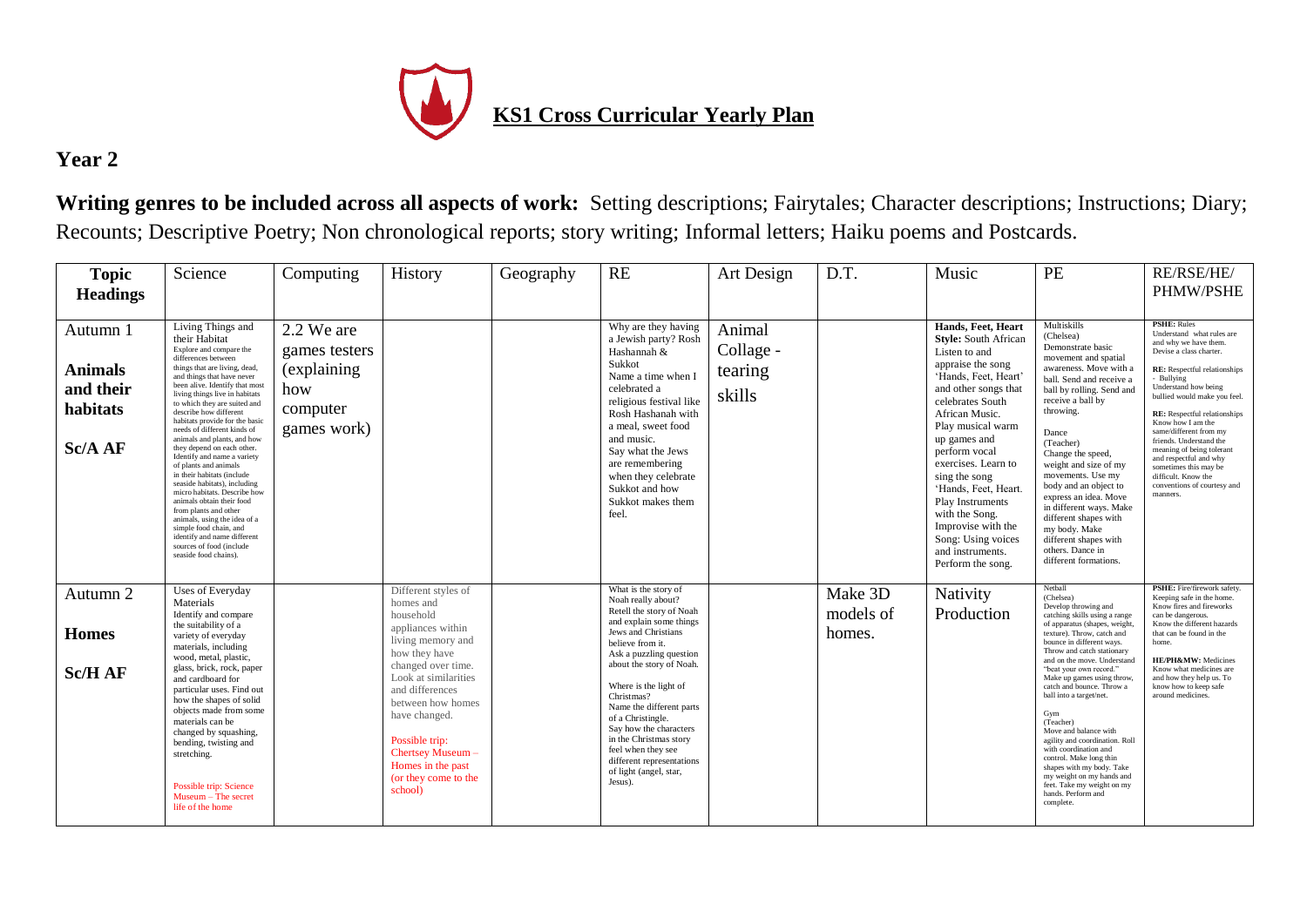# KS1 Cross Curricular Yearly Plan

## Year 2

**Writing genres to be included across all aspects of work:** Setting descriptions; Fairytales; Character descriptions; Instructions; Diary; Recounts; Descriptive Poetry; Non chronological reports; story writing; Informal letters; Haiku poems and Postcards.

| Topic Headings | Science | Computing | History | Geography | RE | Art Design | D.T. | Music | PE | RE/RSE/HE/ PHMW/PSHE |
|---|---|---|---|---|---|---|---|---|---|---|
| Autumn 1<br><br>**Animals and their habitats**<br><br>**Sc/A AF** | Living Things and their Habitat<br>Explore and compare the differences between things that are living, dead, and things that have never been alive. Identify that most living things live in habitats to which they are suited and describe how different habitats provide for the basic needs of different kinds of animals and plants, and how they depend on each other. Identify and name a variety of plants and animals in their habitats (include seaside habitats), including micro habitats. Describe how animals obtain their food from plants and other animals, using the idea of a simple food chain, and identify and name different sources of food (include seaside food chains). | 2.2 We are games testers (explaining how computer games work) | | | Why are they having a Jewish party? Rosh Hashannah & Sukkot<br>Name a time when I celebrated a religious festival like Rosh Hashanah with a meal, sweet food and music.<br>Say what the Jews are remembering when they celebrate Sukkot and how Sukkot makes them feel. | Animal Collage - tearing skills | | **Hands, Feet, Heart Style:** South African<br>Listen to and appraise the song 'Hands, Feet, Heart' and other songs that celebrates South African Music.<br>Play musical warm up games and perform vocal exercises. Learn to sing the song 'Hands, Feet, Heart.<br>Play Instruments with the Song.<br>Improvise with the Song: Using voices and instruments.<br>Perform the song. | Multiskills<br>(Chelsea)<br>Demonstrate basic movement and spatial awareness. Move with a ball. Send and receive a ball by rolling. Send and receive a ball by throwing.<br><br>Dance<br>(Teacher)<br>Change the speed, weight and size of my movements. Use my body and an object to express an idea. Move in different ways. Make different shapes with my body. Make different shapes with others. Dance in different formations. | **PSHE:** Rules<br>Understand what rules are and why we have them. Devise a class charter.<br><br>**RE:** Respectful relationships - Bullying<br>Understand how being bullied would make you feel.<br><br>**RE:** Respectful relationships<br>Know how I am the same/different from my friends. Understand the meaning of being tolerant and respectful and why sometimes this may be difficult. Know the conventions of courtesy and manners. |
| Autumn 2<br><br>**Homes**<br><br>**Sc/H AF** | Uses of Everyday Materials<br>Identify and compare the suitability of a variety of everyday materials, including wood, metal, plastic, glass, brick, rock, paper and cardboard for particular uses. Find out how the shapes of solid objects made from some materials can be changed by squashing, bending, twisting and stretching.<br><br>Possible trip: Science Museum – The secret life of the home | | Different styles of homes and household appliances within living memory and how they have changed over time.<br>Look at similarities and differences between how homes have changed.<br><br>Possible trip: Chertsey Museum – Homes in the past (or they come to the school) | | What is the story of Noah really about?<br>Retell the story of Noah and explain some things Jews and Christians believe from it.<br>Ask a puzzling question about the story of Noah.<br><br>Where is the light of Christmas?<br>Name the different parts of a Christingle.<br>Say how the characters in the Christmas story feel when they see different representations of light (angel, star, Jesus). | | Make 3D models of homes. | Nativity Production | Netball<br>(Chelsea)<br>Develop throwing and catching skills using a range of apparatus (shapes, weight, texture). Throw, catch and bounce in different ways. Throw and catch stationary and on the move. Understand "beat your own record." Make up games using throw, catch and bounce. Throw a ball into a target/net.<br><br>Gym<br>(Teacher)<br>Move and balance with agility and coordination. Roll with coordination and control. Make long thin shapes with my body. Take my weight on my hands and feet. Take my weight on my hands. Perform and complete. | **PSHE:** Fire/firework safety.<br>Keeping safe in the home. Know fires and fireworks can be dangerous. Know the different hazards that can be found in the home.<br><br>**HE/PH&MW:** Medicines<br>Know what medicines are and how they help us. To know how to keep safe around medicines. |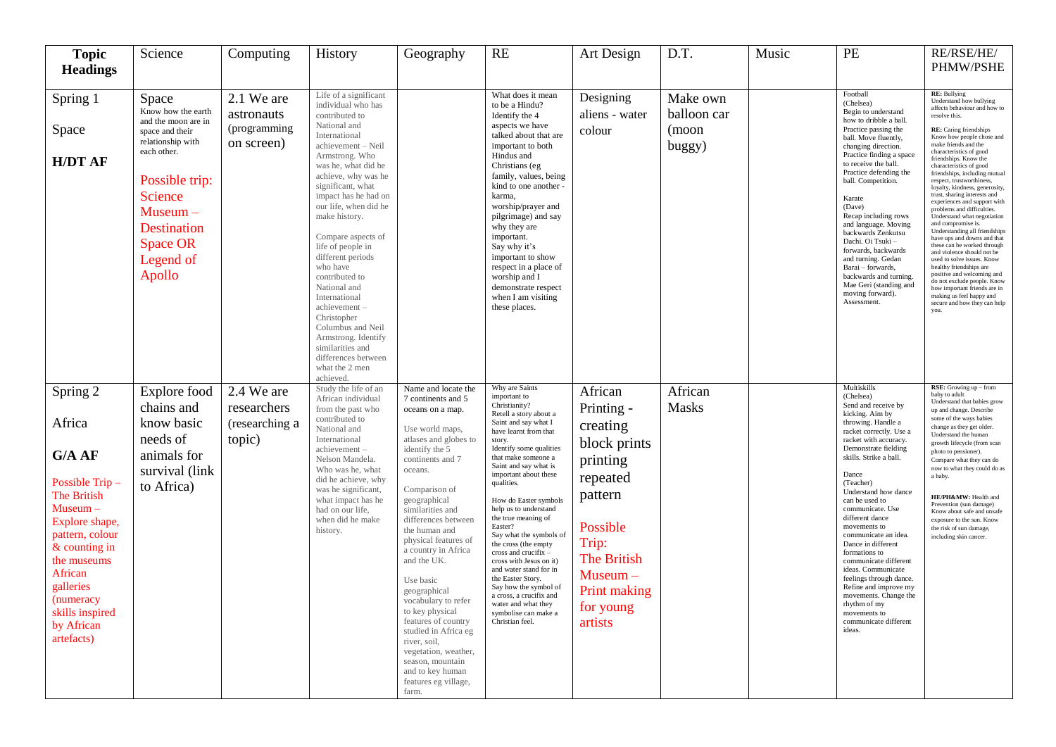| **Topic Headings** | Science | Computing | History | Geography | RE | Art Design | D.T. | Music | PE | RE/RSE/HE/ PHMW/PSHE |
| --- | --- | --- | --- | --- | --- | --- | --- | --- | --- | --- |
| Spring 1<br><br>Space<br><br>**H/DT AF** | Space<br>Know how the earth and the moon are in space and their relationship with each other.<br><br>Possible trip: Science Museum – Destination Space OR Legend of Apollo | 2.1 We are astronauts (programming on screen) | Life of a significant individual who has contributed to National and International achievement – Neil Armstrong. Who was he, what did he achieve, why was he significant, what impact has he had on our life, when did he make history.<br><br>Compare aspects of life of people in different periods who have contributed to National and International achievement – Christopher Columbus and Neil Armstrong. Identify similarities and differences between what the 2 men achieved. | | What does it mean to be a Hindu? Identify the 4 aspects we have talked about that are important to both Hindus and Christians (eg family, values, being kind to one another - karma, worship/prayer and pilgrimage) and say why they are important. Say why it's important to show respect in a place of worship and I demonstrate respect when I am visiting these places. | Designing aliens - water colour | Make own balloon car (moon buggy) | | Football (Chelsea)<br>Begin to understand how to dribble a ball. Practice passing the ball. Move fluently, changing direction. Practice finding a space to receive the ball. Practice defending the ball. Competition.<br><br>Karate (Dave)<br>Recap including rows and language. Moving backwards Zenkutsu Dachi. Oi Tsuki – forwards, backwards and turning. Gedan Barai – forwards, backwards and turning. Mae Geri (standing and moving forward). Assessment. | **RE:** Bullying<br>Understand how bullying affects behaviour and how to resolve this.<br><br>**RE:** Caring friendships<br>Know how people chose and make friends and the characteristics of good friendships. Know the characteristics of good friendships, including mutual respect, trustworthiness, loyalty, kindness, generosity, trust, sharing interests and experiences and support with problems and difficulties. Understand what negotiation and compromise is. Understanding all friendships have ups and downs and that these can be worked through and violence should not be used to solve issues. Know healthy friendships are positive and welcoming and do not exclude people. Know how important friends are in making us feel happy and secure and how they can help you. |
| Spring 2<br><br>Africa<br><br>**G/A AF**<br><br>Possible Trip – The British Museum – Explore shape, pattern, colour & counting in the museums African galleries (numeracy skills inspired by African artefacts) | Explore food chains and know basic needs of animals for survival (link to Africa) | 2.4 We are researchers (researching a topic) | Study the life of an African individual from the past who contributed to National and International achievement – Nelson Mandela. Who was he, what did he achieve, why was he significant, what impact has he had on our life, when did he make history. | Name and locate the 7 continents and 5 oceans on a map.<br><br>Use world maps, atlases and globes to identify the 5 continents and 7 oceans.<br><br>Comparison of geographical similarities and differences between the human and physical features of a country in Africa and the UK.<br><br>Use basic geographical vocabulary to refer to key physical features of country studied in Africa eg river, soil, vegetation, weather, season, mountain and to key human features eg village, farm. | Why are Saints important to Christianity?<br>Retell a story about a Saint and say what I have learnt from that story.<br>Identify some qualities that make someone a Saint and say what is important about these qualities.<br><br>How do Easter symbols help us to understand the true meaning of Easter?<br>Say what the symbols of the cross (the empty cross and crucifix – cross with Jesus on it) and water stand for in the Easter Story.<br>Say how the symbol of a cross, a crucifix and water and what they symbolise can make a Christian feel. | African Printing - creating block prints printing repeated pattern<br><br>Possible Trip: The British Museum – Print making for young artists | African Masks | | Multiskills (Chelsea)<br>Send and receive by kicking. Aim by throwing. Handle a racket correctly. Use a racket with accuracy. Demonstrate fielding skills. Strike a ball.<br><br>Dance (Teacher)<br>Understand how dance can be used to communicate. Use different dance movements to communicate an idea. Dance in different formations to communicate different ideas. Communicate feelings through dance. Refine and improve my movements. Change the rhythm of my movements to communicate different ideas. | **RSE:** Growing up – from baby to adult<br>Understand that babies grow up and change. Describe some of the ways babies change as they get older. Understand the human growth lifecycle (from scan photo to pensioner). Compare what they can do now to what they could do as a baby.<br><br>**HE/PH&MW:** Health and Prevention (sun damage)<br>Know about safe and unsafe exposure to the sun. Know the risk of sun damage, including skin cancer. |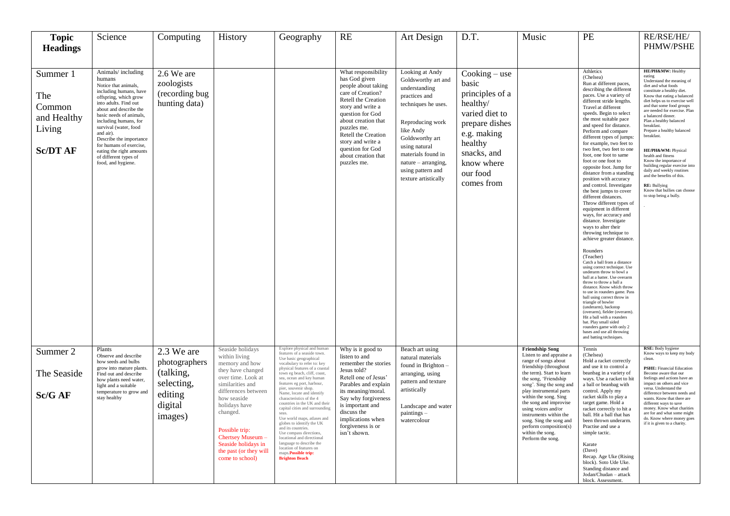| Topic Headings | Science | Computing | History | Geography | RE | Art Design | D.T. | Music | PE | RE/RSE/HE/ PHMW/PSHE |
|---|---|---|---|---|---|---|---|---|---|---|
| Summer 1<br><br>The Common and Healthy Living<br><br>**Sc/DT AF** | Animals/ including humans<br>Notice that animals, including humans, have offspring, which grow into adults. Find out about and describe the basic needs of animals, including humans, for survival (water, food and air).<br>Describe the importance for humans of exercise, eating the right amounts of different types of food, and hygiene. | 2.6 We are zoologists (recording bug hunting data) | | | What responsibility has God given people about taking care of Creation?<br>Retell the Creation story and write a question for God about creation that puzzles me.<br>Retell the Creation story and write a question for God about creation that puzzles me. | Looking at Andy Goldsworthy art and understanding practices and techniques he uses.<br><br>Reproducing work like Andy Goldsworthy art using natural materials found in nature – arranging, using pattern and texture artistically | Cooking – use basic principles of a healthy/ varied diet to prepare dishes e.g. making healthy snacks, and know where our food comes from | | Athletics<br>(Chelsea)<br>Run at different paces, describing the different paces. Use a variety of different stride lengths. Travel at different speeds. Begin to select the most suitable pace and speed for distance. Perform and compare different types of jumps: for example, two feet to two feet, two feet to one foot, one foot to same foot or one foot to opposite foot. Jump for distance from a standing position with accuracy and control. Investigate the best jumps to cover different distances. Throw different types of equipment in different ways, for accuracy and distance. Investigate ways to alter their throwing technique to achieve greater distance.<br><br>Rounders<br>(Teacher)<br>Catch a ball from a distance using correct technique. Use underarm throw to bowl a ball at a batter. Use overarm throw to throw a ball a distance. Know which throw to use in rounders game. Pass ball using correct throw in triangle of bowler (underarm), backstop (overarm), fielder (overarm). Hit a ball with a rounders bat. Play small sided rounders game with only 2 bases and use all throwing and batting techniques. | **HE/PH&MW:** Healthy eating<br>Understand the meaning of diet and what foods constitute a healthy diet. Know that eating a balanced diet helps us to exercise well and that some food groups are needed for exercise. Plan a balanced dinner. Plan a healthy balanced breakfast. Prepare a healthy balanced breakfast.<br><br>**HE/PH&MW:** Physical health and fitness<br>Know the importance of building regular exercise into daily and weekly routines and the benefits of this.<br><br>**RE:** Bullying<br>Know that bullies can choose to stop being a bully.<br><br>. |
| Summer 2<br><br>The Seaside<br><br>**Sc/G AF** | Plants<br>Observe and describe how seeds and bulbs grow into mature plants. Find out and describe how plants need water, light and a suitable temperature to grow and stay healthy | 2.3 We are photographers (talking, selecting, editing digital images) | Seaside holidays within living memory and how they have changed over time. Look at similarities and differences between how seaside holidays have changed.<br><br>Possible trip: Chertsey Museum – Seaside holidays in the past (or they will come to school) | Explore physical and human features of a seaside town. Use basic geographical vocabulary to refer to: key physical features of a coastal town eg beach, cliff, coast, sea, ocean and key human features eg port, harbour, pier, souvenir shop.<br>Name, locate and identify characteristics of the 4 countries in the UK and their capital cities and surrounding seas.<br>Use world maps, atlases and globes to identify the UK and its countries.<br>Use compass directions, locational and directional language to describe the location of features on maps.**Possible trip: Brighton Beach** | Why is it good to listen to and remember the stories Jesus told?<br>Retell one of Jesus' Parables and explain its meaning/moral.<br>Say why forgiveness is important and discuss the implications when forgiveness is or isn't shown. | Beach art using natural materials found in Brighton – arranging, using pattern and texture artistically<br><br>Landscape and water paintings – watercolour | | **Friendship Song**<br>Listen to and appraise a range of songs about friendship (throughout the term). Start to learn the song, 'Friendship song'. Sing the song and play instrumental parts within the song. Sing the song and improvise using voices and/or instruments within the song. Sing the song and perform composition(s) within the song.<br>Perform the song. | Tennis<br>(Chelsea)<br>Hold a racket correctly and use it to control a beanbag in a variety of ways. Use a racket to hit a ball or beanbag with control. Apply my racket skills to play a target game. Hold a racket correctly to hit a ball. Hit a ball that has been thrown underarm. Practise and use a simple tactic.<br><br>Karate<br>(Dave)<br>Recap. Age Uke (Rising block). Soto Ude Uke. Standing distance and Jodan/Chudan – attack block. Assessment. | **RSE:** Body hygiene<br>Know ways to keep my body clean.<br><br>**PSHE:** Financial Education<br>Become aware that our feelings and actions have an impact on others and vice versa. Understand the difference between needs and wants. Know that there are different ways to save money. Know what charities are for and what some might do. Know where money goes if it is given to a charity. |